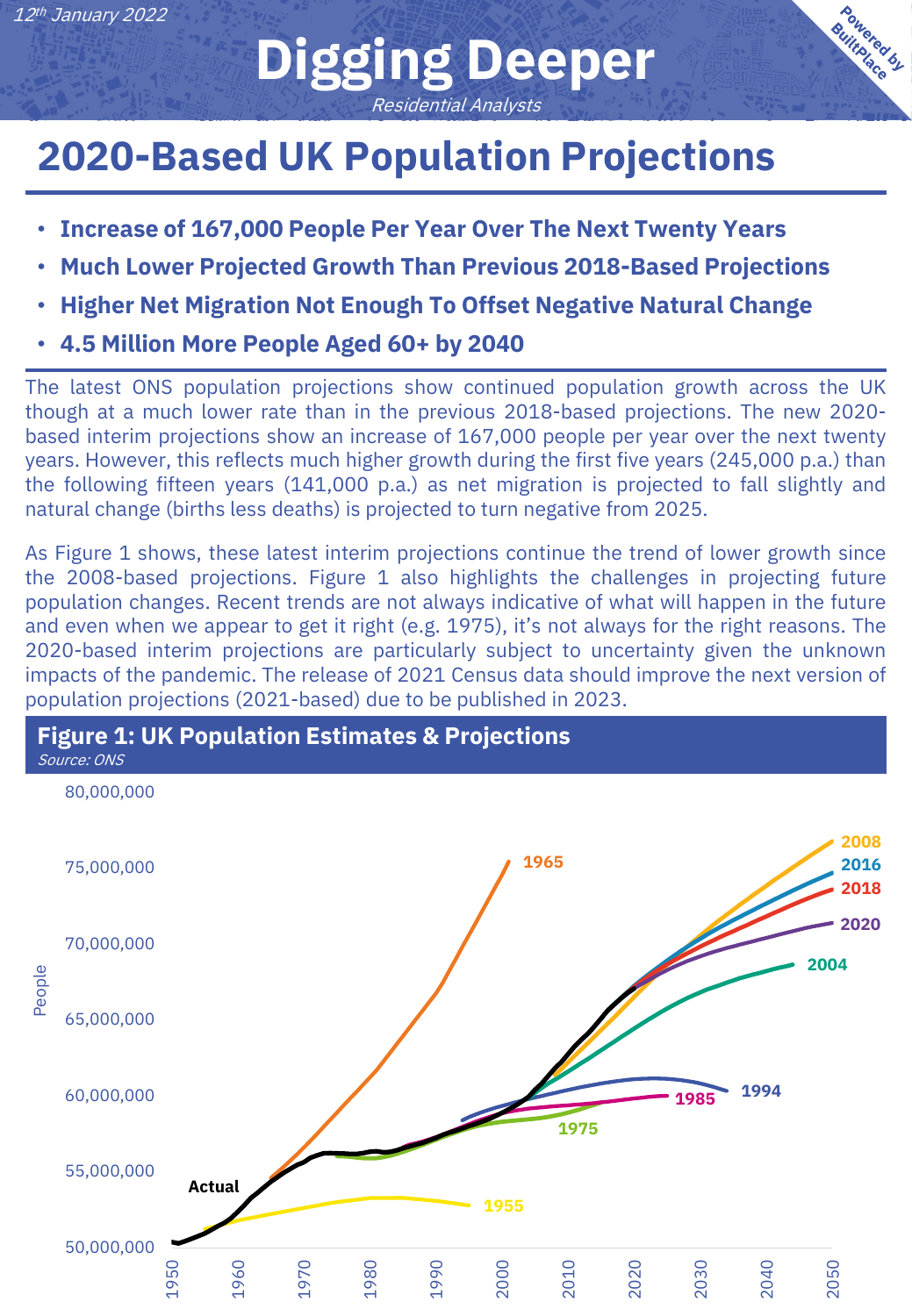12th January 2022

# Digging Deeper

*Residential Analysts*

Powered by BuiltPlace

## 2020-Based UK Population Projections

- **Increase of 167,000 People Per Year Over The Next Twenty Years**
- **Much Lower Projected Growth Than Previous 2018-Based Projections**
- **Higher Net Migration Not Enough To Offset Negative Natural Change**
- **4.5 Million More People Aged 60+ by 2040**

The latest ONS population projections show continued population growth across the UK though at a much lower rate than in the previous 2018-based projections. The new 2020-based interim projections show an increase of 167,000 people per year over the next twenty years. However, this reflects much higher growth during the first five years (245,000 p.a.) than the following fifteen years (141,000 p.a.) as net migration is projected to fall slightly and natural change (births less deaths) is projected to turn negative from 2025.

As Figure 1 shows, these latest interim projections continue the trend of lower growth since the 2008-based projections. Figure 1 also highlights the challenges in projecting future population changes. Recent trends are not always indicative of what will happen in the future and even when we appear to get it right (e.g. 1975), it's not always for the right reasons. The 2020-based interim projections are particularly subject to uncertainty given the unknown impacts of the pandemic. The release of 2021 Census data should improve the next version of population projections (2021-based) due to be published in 2023.

**Figure 1: UK Population Estimates & Projections**

*Source: ONS*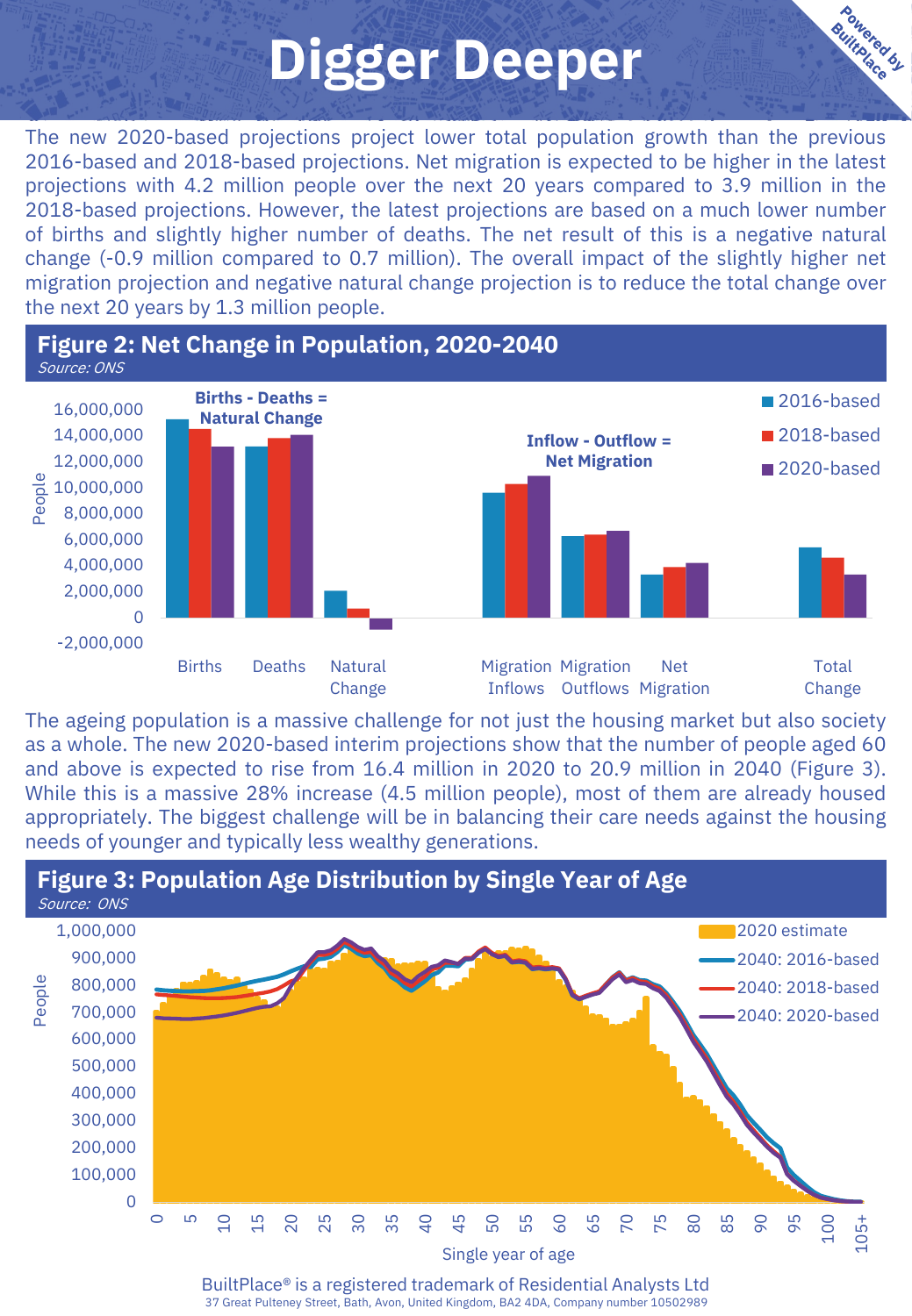# Digger Deeper

Powered by BuiltPlace

The new 2020-based projections project lower total population growth than the previous 2016-based and 2018-based projections. Net migration is expected to be higher in the latest projections with 4.2 million people over the next 20 years compared to 3.9 million in the 2018-based projections. However, the latest projections are based on a much lower number of births and slightly higher number of deaths. The net result of this is a negative natural change (-0.9 million compared to 0.7 million). The overall impact of the slightly higher net migration projection and negative natural change projection is to reduce the total change over the next 20 years by 1.3 million people.

## Figure 2: Net Change in Population, 2020-2040

*Source: ONS*

Births - Deaths = Natural Change

Inflow - Outflow = Net Migration

2016-based
2018-based
2020-based

People

16,000,000
14,000,000
12,000,000
10,000,000
8,000,000
6,000,000
4,000,000
2,000,000
0
-2,000,000

Births, Deaths, Natural Change, Migration Inflows, Migration Outflows, Net Migration, Total Change

The ageing population is a massive challenge for not just the housing market but also society as a whole. The new 2020-based interim projections show that the number of people aged 60 and above is expected to rise from 16.4 million in 2020 to 20.9 million in 2040 (Figure 3). While this is a massive 28% increase (4.5 million people), most of them are already housed appropriately. The biggest challenge will be in balancing their care needs against the housing needs of younger and typically less wealthy generations.

## Figure 3: Population Age Distribution by Single Year of Age

*Source: ONS*

2020 estimate
2040: 2016-based
2040: 2018-based
2040: 2020-based

People

1,000,000
900,000
800,000
700,000
600,000
500,000
400,000
300,000
200,000
100,000
0

0 5 10 15 20 25 30 35 40 45 50 55 60 65 70 75 80 85 90 95 100 105+

Single year of age

BuiltPlace® is a registered trademark of Residential Analysts Ltd
37 Great Pulteney Street, Bath, Avon, United Kingdom, BA2 4DA, Company number 10502989